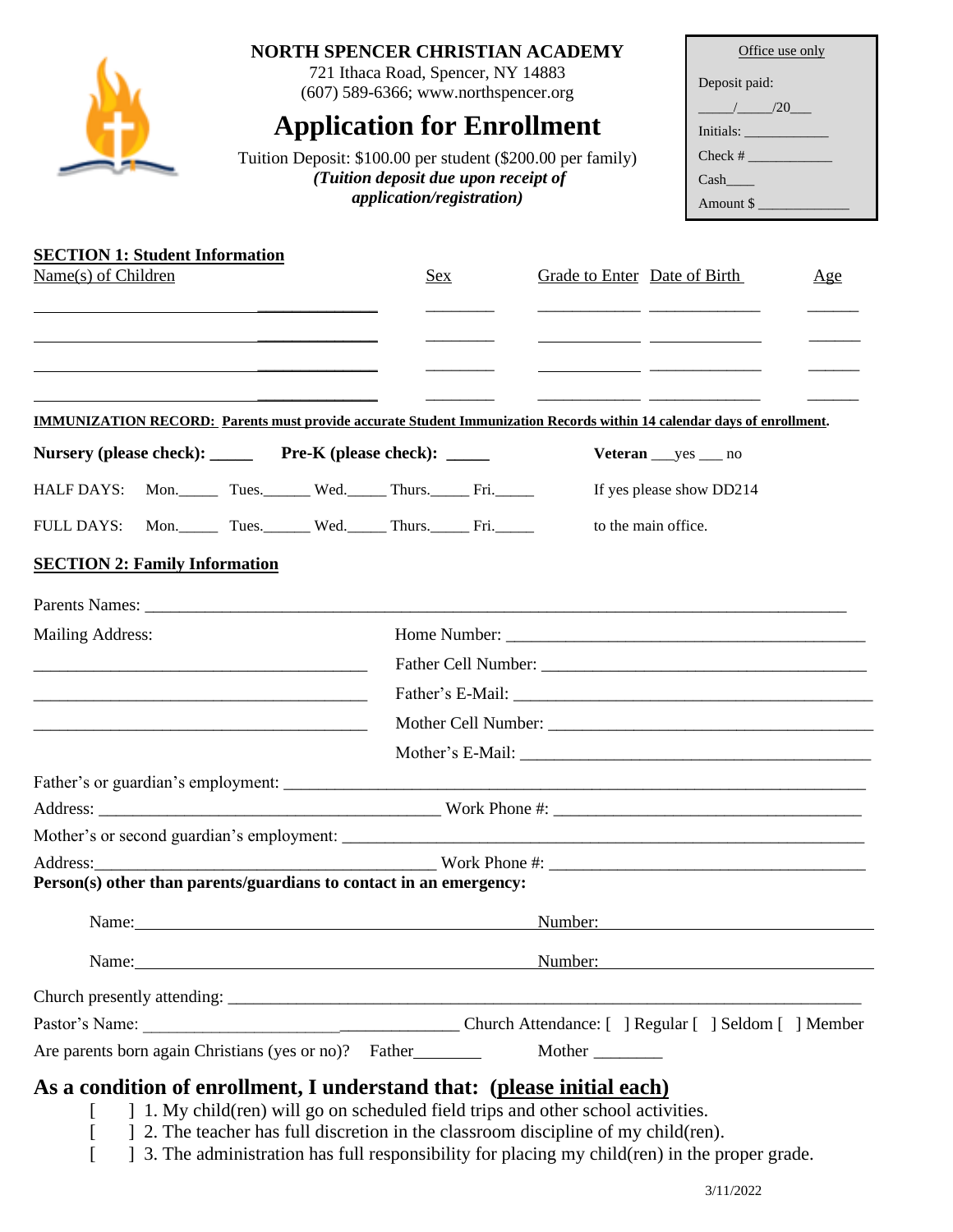# NORTH SPENCER CHRISTIAN ACADEMY

721 Ithaca Road, Spencer, NY 14883
(607) 589-6366; www.northspencer.org

## Application for Enrollment

Tuition Deposit: $100.00 per student ($200.00 per family)
***(Tuition deposit due upon receipt of application/registration)***

| Office use only |
|---|
| Deposit paid: |
| _____/_____/20___ |
| Initials: ____________ |
| Check # ____________ |
| Cash____ |
| Amount $ _____________ |

**SECTION 1: Student Information**

| Name(s) of Children | Sex | Grade to Enter | Date of Birth | Age |
|---|---|---|---|---|
| | | | | |
| | | | | |
| | | | | |
| | | | | |

**IMMUNIZATION RECORD: Parents must provide accurate Student Immunization Records within 14 calendar days of enrollment.**

**Nursery (please check):** _____ **Pre-K (please check):** _____ **Veteran** ___yes ___ no

HALF DAYS: Mon._____ Tues.______ Wed._____ Thurs._____ Fri._____

FULL DAYS: Mon._____ Tues.______ Wed._____ Thurs._____ Fri._____

If yes please show DD214 to the main office.

**SECTION 2: Family Information**

Parents Names: ______________________________________________________________

Mailing Address:
______________________________________
______________________________________
______________________________________

Home Number: ________________________________________
Father Cell Number: ____________________________________
Father's E-Mail: _______________________________________
Mother Cell Number: ___________________________________
Mother's E-Mail: ______________________________________

Father's or guardian's employment: ______________________________________________

Address: ______________________________________ Work Phone #: ______________________

Mother's or second guardian's employment: ________________________________________

Address:______________________________________ Work Phone #: ______________________

**Person(s) other than parents/guardians to contact in an emergency:**

Name: ______________________________ Number: ______________________

Name: ______________________________ Number: ______________________

Church presently attending: ______________________________________________________

Pastor's Name: ______________________ Church Attendance: [ ] Regular [ ] Seldom [ ] Member

Are parents born again Christians (yes or no)? Father________ Mother ________

## As a condition of enrollment, I understand that: (please initial each)

[ ] 1. My child(ren) will go on scheduled field trips and other school activities.
[ ] 2. The teacher has full discretion in the classroom discipline of my child(ren).
[ ] 3. The administration has full responsibility for placing my child(ren) in the proper grade.

3/11/2022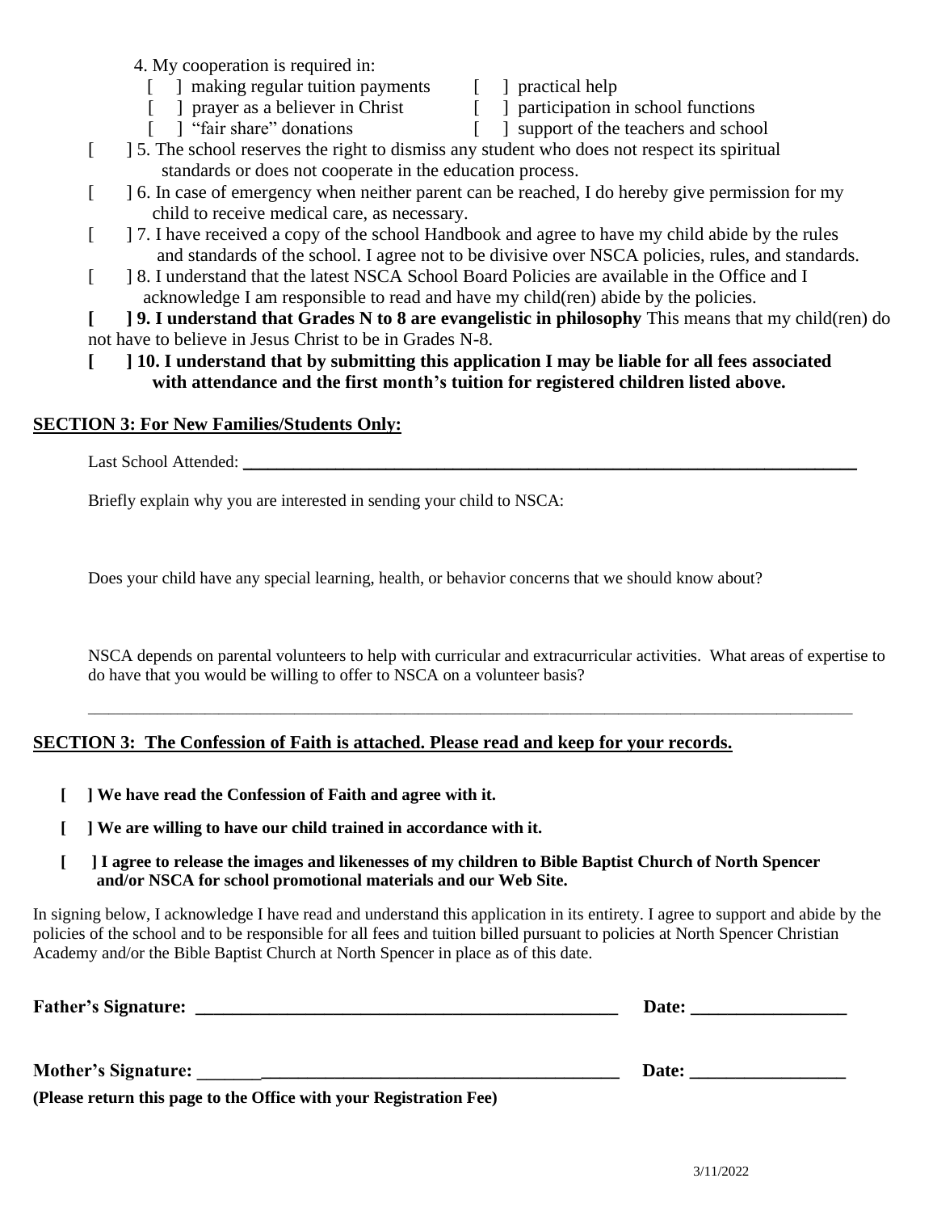4. My cooperation is required in:

[ ] making regular tuition payments
[ ] prayer as a believer in Christ
[ ] "fair share" donations
[ ] practical help
[ ] participation in school functions
[ ] support of the teachers and school

[ ] 5. The school reserves the right to dismiss any student who does not respect its spiritual standards or does not cooperate in the education process.

[ ] 6. In case of emergency when neither parent can be reached, I do hereby give permission for my child to receive medical care, as necessary.

[ ] 7. I have received a copy of the school Handbook and agree to have my child abide by the rules and standards of the school. I agree not to be divisive over NSCA policies, rules, and standards.

[ ] 8. I understand that the latest NSCA School Board Policies are available in the Office and I acknowledge I am responsible to read and have my child(ren) abide by the policies.

**[ ] 9. I understand that Grades N to 8 are evangelistic in philosophy** This means that my child(ren) do not have to believe in Jesus Christ to be in Grades N-8.

**[ ] 10. I understand that by submitting this application I may be liable for all fees associated with attendance and the first month's tuition for registered children listed above.**

## SECTION 3: For New Families/Students Only:

Last School Attended: ______________________________________________________________________

Briefly explain why you are interested in sending your child to NSCA:

Does your child have any special learning, health, or behavior concerns that we should know about?

NSCA depends on parental volunteers to help with curricular and extracurricular activities. What areas of expertise to do have that you would be willing to offer to NSCA on a volunteer basis?

______________________________________________________________________________________

## SECTION 3: The Confession of Faith is attached. Please read and keep for your records.

**[ ] We have read the Confession of Faith and agree with it.**

**[ ] We are willing to have our child trained in accordance with it.**

**[ ] I agree to release the images and likenesses of my children to Bible Baptist Church of North Spencer and/or NSCA for school promotional materials and our Web Site.**

In signing below, I acknowledge I have read and understand this application in its entirety. I agree to support and abide by the policies of the school and to be responsible for all fees and tuition billed pursuant to policies at North Spencer Christian Academy and/or the Bible Baptist Church at North Spencer in place as of this date.

**Father's Signature: ________________________________________________ Date: _________________**

**Mother's Signature: ________________________________________________ Date: _________________**

**(Please return this page to the Office with your Registration Fee)**

3/11/2022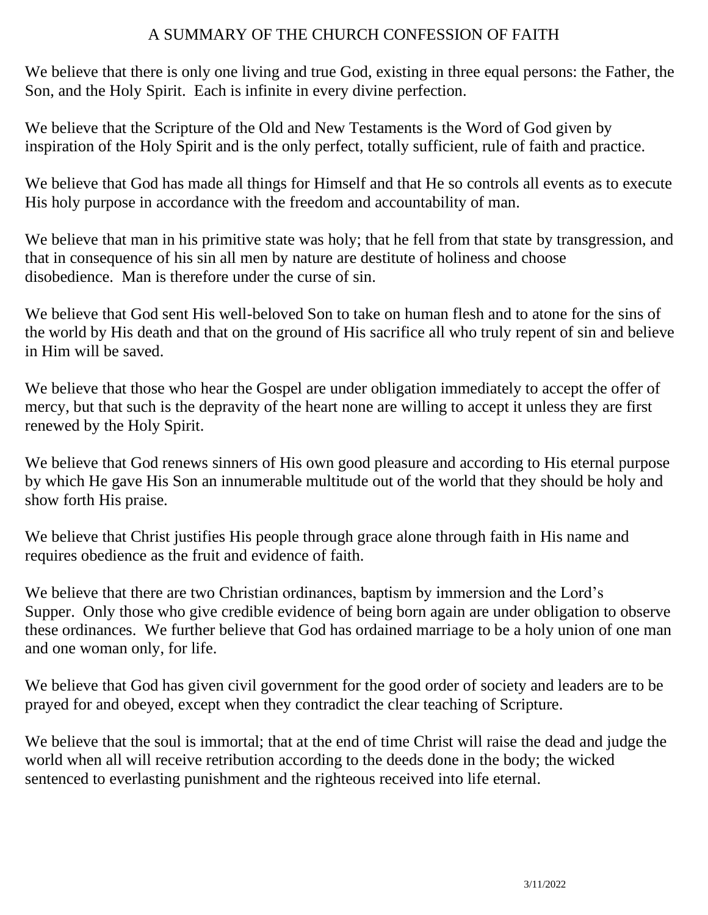# A SUMMARY OF THE CHURCH CONFESSION OF FAITH

We believe that there is only one living and true God, existing in three equal persons: the Father, the Son, and the Holy Spirit. Each is infinite in every divine perfection.

We believe that the Scripture of the Old and New Testaments is the Word of God given by inspiration of the Holy Spirit and is the only perfect, totally sufficient, rule of faith and practice.

We believe that God has made all things for Himself and that He so controls all events as to execute His holy purpose in accordance with the freedom and accountability of man.

We believe that man in his primitive state was holy; that he fell from that state by transgression, and that in consequence of his sin all men by nature are destitute of holiness and choose disobedience. Man is therefore under the curse of sin.

We believe that God sent His well-beloved Son to take on human flesh and to atone for the sins of the world by His death and that on the ground of His sacrifice all who truly repent of sin and believe in Him will be saved.

We believe that those who hear the Gospel are under obligation immediately to accept the offer of mercy, but that such is the depravity of the heart none are willing to accept it unless they are first renewed by the Holy Spirit.

We believe that God renews sinners of His own good pleasure and according to His eternal purpose by which He gave His Son an innumerable multitude out of the world that they should be holy and show forth His praise.

We believe that Christ justifies His people through grace alone through faith in His name and requires obedience as the fruit and evidence of faith.

We believe that there are two Christian ordinances, baptism by immersion and the Lord's Supper. Only those who give credible evidence of being born again are under obligation to observe these ordinances. We further believe that God has ordained marriage to be a holy union of one man and one woman only, for life.

We believe that God has given civil government for the good order of society and leaders are to be prayed for and obeyed, except when they contradict the clear teaching of Scripture.

We believe that the soul is immortal; that at the end of time Christ will raise the dead and judge the world when all will receive retribution according to the deeds done in the body; the wicked sentenced to everlasting punishment and the righteous received into life eternal.

3/11/2022